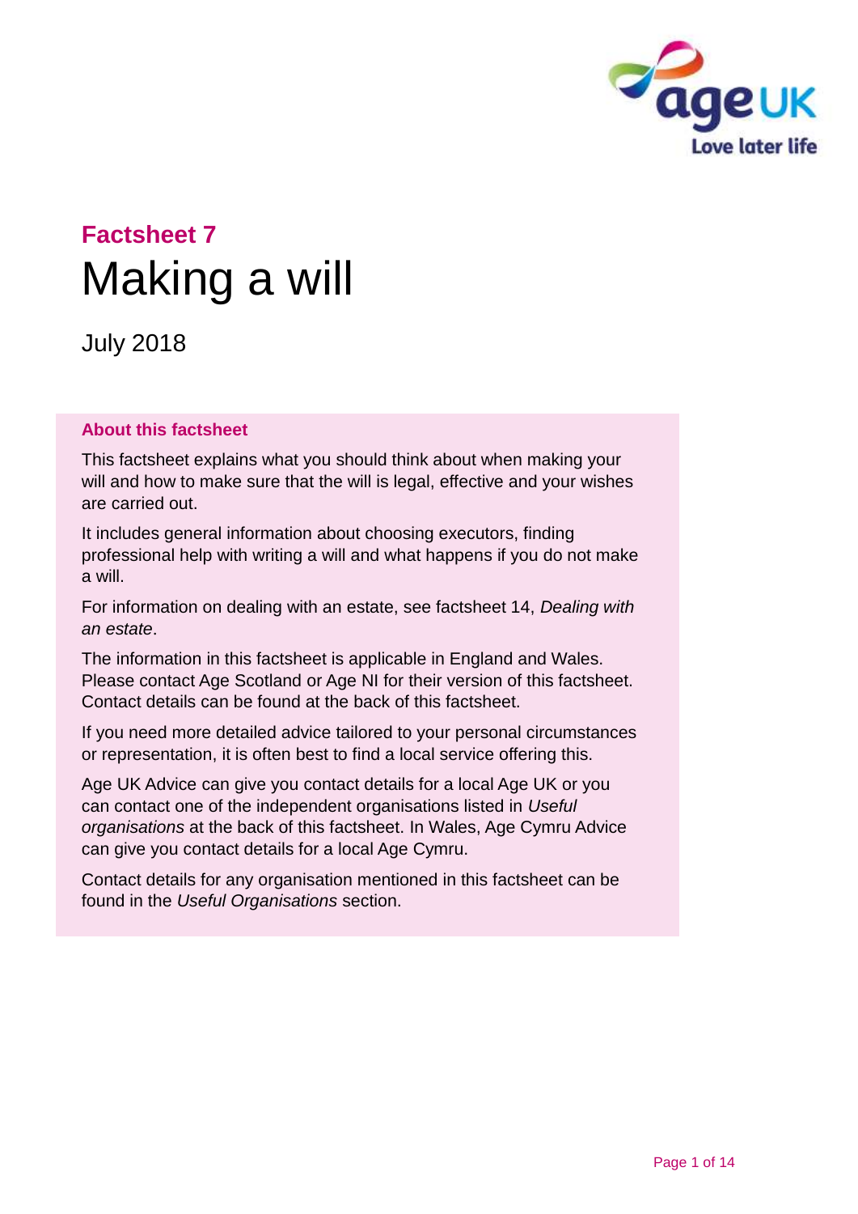## Factsheet 7

# Making a will

July 2018

### About this factsheet

This factsheet explains what you should think about when making your will and how to make sure that the will is legal, effective and your wishes are carried out.

It includes general information about choosing executors, finding professional help with writing a will and what happens if you do not make a will.

For information on dealing with an estate, see factsheet 14, *Dealing with an estate*.

The information in this factsheet is applicable in England and Wales. Please contact Age Scotland or Age NI for their version of this factsheet. Contact details can be found at the back of this factsheet.

If you need more detailed advice tailored to your personal circumstances or representation, it is often best to find a local service offering this.

Age UK Advice can give you contact details for a local Age UK or you can contact one of the independent organisations listed in *Useful organisations* at the back of this factsheet. In Wales, Age Cymru Advice can give you contact details for a local Age Cymru.

Contact details for any organisation mentioned in this factsheet can be found in the *Useful Organisations* section.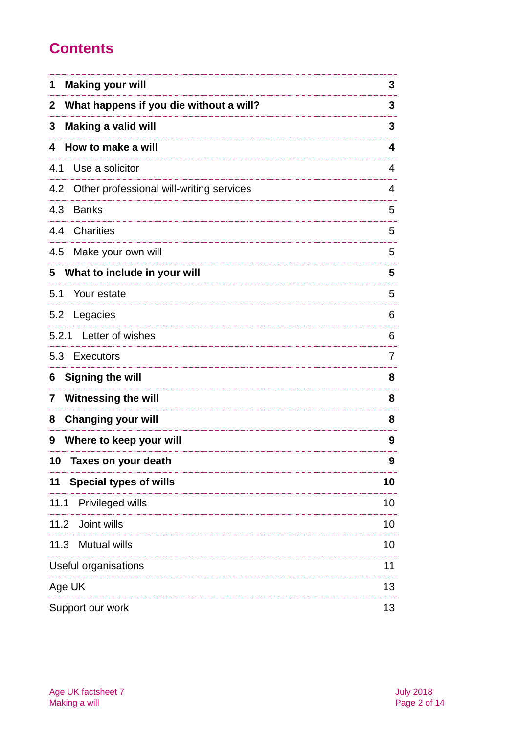# Contents

| | |
|---|---|
| **1 Making your will** | **3** |
| **2 What happens if you die without a will?** | **3** |
| **3 Making a valid will** | **3** |
| **4 How to make a will** | **4** |
| 4.1 Use a solicitor | 4 |
| 4.2 Other professional will-writing services | 4 |
| 4.3 Banks | 5 |
| 4.4 Charities | 5 |
| 4.5 Make your own will | 5 |
| **5 What to include in your will** | **5** |
| 5.1 Your estate | 5 |
| 5.2 Legacies | 6 |
| 5.2.1 Letter of wishes | 6 |
| 5.3 Executors | 7 |
| **6 Signing the will** | **8** |
| **7 Witnessing the will** | **8** |
| **8 Changing your will** | **8** |
| **9 Where to keep your will** | **9** |
| **10 Taxes on your death** | **9** |
| **11 Special types of wills** | **10** |
| 11.1 Privileged wills | 10 |
| 11.2 Joint wills | 10 |
| 11.3 Mutual wills | 10 |
| Useful organisations | 11 |
| Age UK | 13 |
| Support our work | 13 |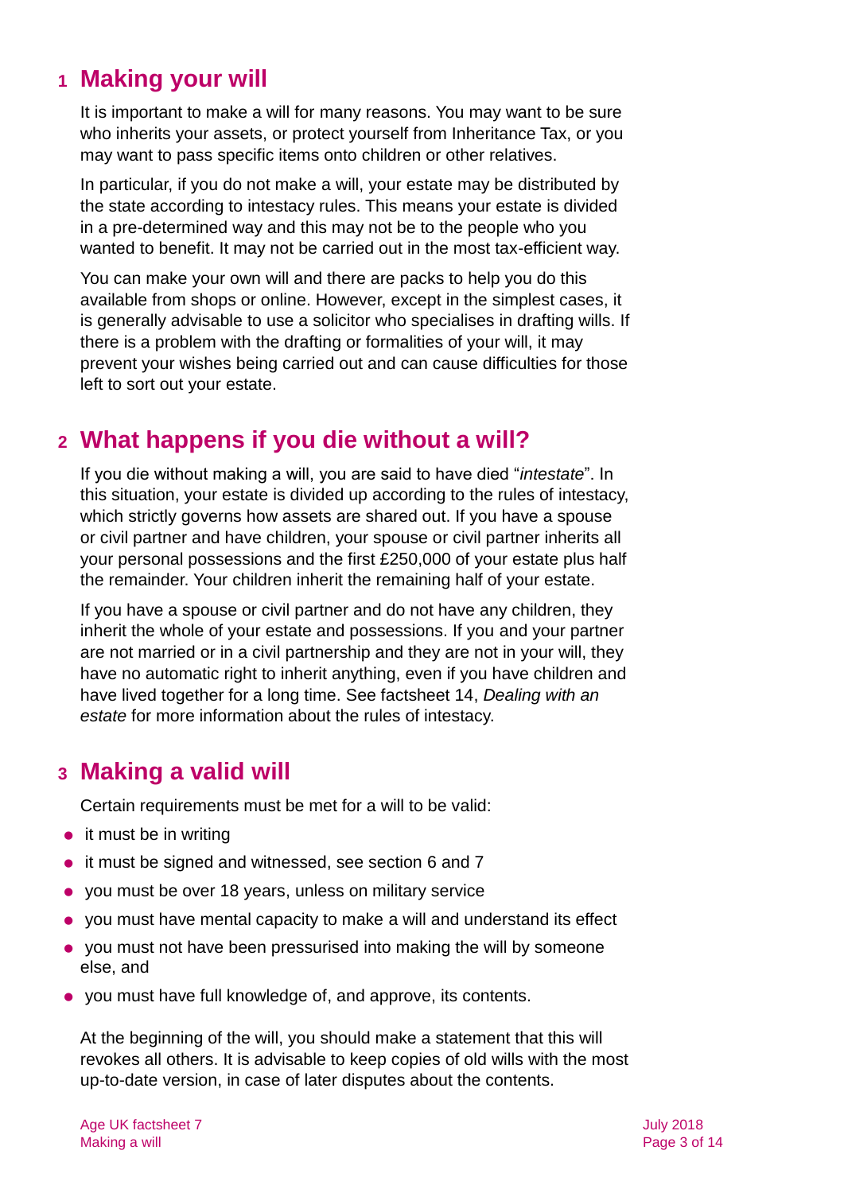## 1 Making your will

It is important to make a will for many reasons. You may want to be sure who inherits your assets, or protect yourself from Inheritance Tax, or you may want to pass specific items onto children or other relatives.

In particular, if you do not make a will, your estate may be distributed by the state according to intestacy rules. This means your estate is divided in a pre-determined way and this may not be to the people who you wanted to benefit. It may not be carried out in the most tax-efficient way.

You can make your own will and there are packs to help you do this available from shops or online. However, except in the simplest cases, it is generally advisable to use a solicitor who specialises in drafting wills. If there is a problem with the drafting or formalities of your will, it may prevent your wishes being carried out and can cause difficulties for those left to sort out your estate.

## 2 What happens if you die without a will?

If you die without making a will, you are said to have died "*intestate*". In this situation, your estate is divided up according to the rules of intestacy, which strictly governs how assets are shared out. If you have a spouse or civil partner and have children, your spouse or civil partner inherits all your personal possessions and the first £250,000 of your estate plus half the remainder. Your children inherit the remaining half of your estate.

If you have a spouse or civil partner and do not have any children, they inherit the whole of your estate and possessions. If you and your partner are not married or in a civil partnership and they are not in your will, they have no automatic right to inherit anything, even if you have children and have lived together for a long time. See factsheet 14, *Dealing with an estate* for more information about the rules of intestacy.

## 3 Making a valid will

Certain requirements must be met for a will to be valid:

- it must be in writing
- it must be signed and witnessed, see section 6 and 7
- you must be over 18 years, unless on military service
- you must have mental capacity to make a will and understand its effect
- you must not have been pressurised into making the will by someone else, and
- you must have full knowledge of, and approve, its contents.

At the beginning of the will, you should make a statement that this will revokes all others. It is advisable to keep copies of old wills with the most up-to-date version, in case of later disputes about the contents.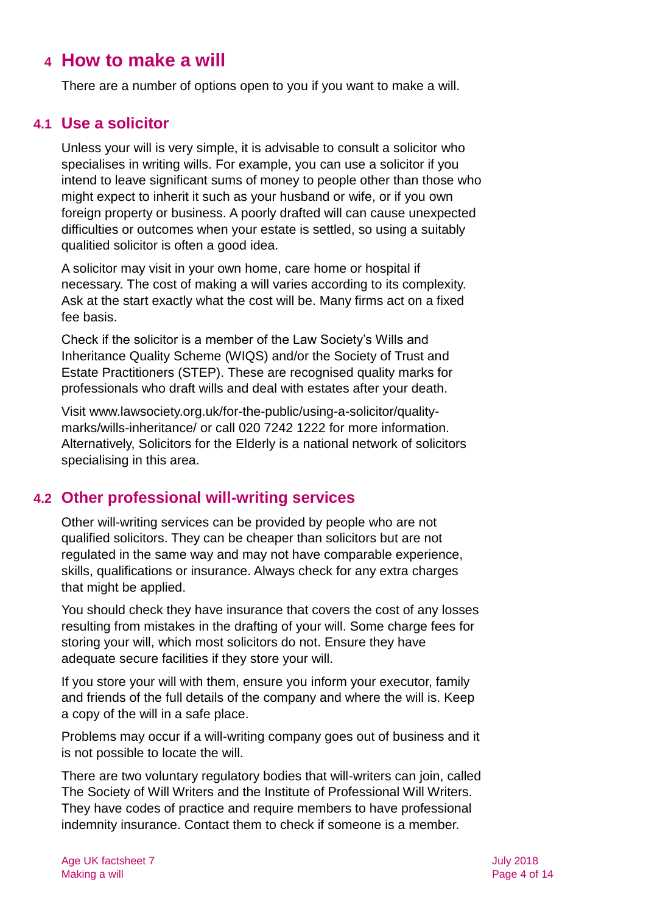# 4 How to make a will

There are a number of options open to you if you want to make a will.

## 4.1 Use a solicitor

Unless your will is very simple, it is advisable to consult a solicitor who specialises in writing wills. For example, you can use a solicitor if you intend to leave significant sums of money to people other than those who might expect to inherit it such as your husband or wife, or if you own foreign property or business. A poorly drafted will can cause unexpected difficulties or outcomes when your estate is settled, so using a suitably qualitied solicitor is often a good idea.

A solicitor may visit in your own home, care home or hospital if necessary. The cost of making a will varies according to its complexity. Ask at the start exactly what the cost will be. Many firms act on a fixed fee basis.

Check if the solicitor is a member of the Law Society's Wills and Inheritance Quality Scheme (WIQS) and/or the Society of Trust and Estate Practitioners (STEP). These are recognised quality marks for professionals who draft wills and deal with estates after your death.

Visit www.lawsociety.org.uk/for-the-public/using-a-solicitor/quality-marks/wills-inheritance/ or call 020 7242 1222 for more information. Alternatively, Solicitors for the Elderly is a national network of solicitors specialising in this area.

## 4.2 Other professional will-writing services

Other will-writing services can be provided by people who are not qualified solicitors. They can be cheaper than solicitors but are not regulated in the same way and may not have comparable experience, skills, qualifications or insurance. Always check for any extra charges that might be applied.

You should check they have insurance that covers the cost of any losses resulting from mistakes in the drafting of your will. Some charge fees for storing your will, which most solicitors do not. Ensure they have adequate secure facilities if they store your will.

If you store your will with them, ensure you inform your executor, family and friends of the full details of the company and where the will is. Keep a copy of the will in a safe place.

Problems may occur if a will-writing company goes out of business and it is not possible to locate the will.

There are two voluntary regulatory bodies that will-writers can join, called The Society of Will Writers and the Institute of Professional Will Writers. They have codes of practice and require members to have professional indemnity insurance. Contact them to check if someone is a member.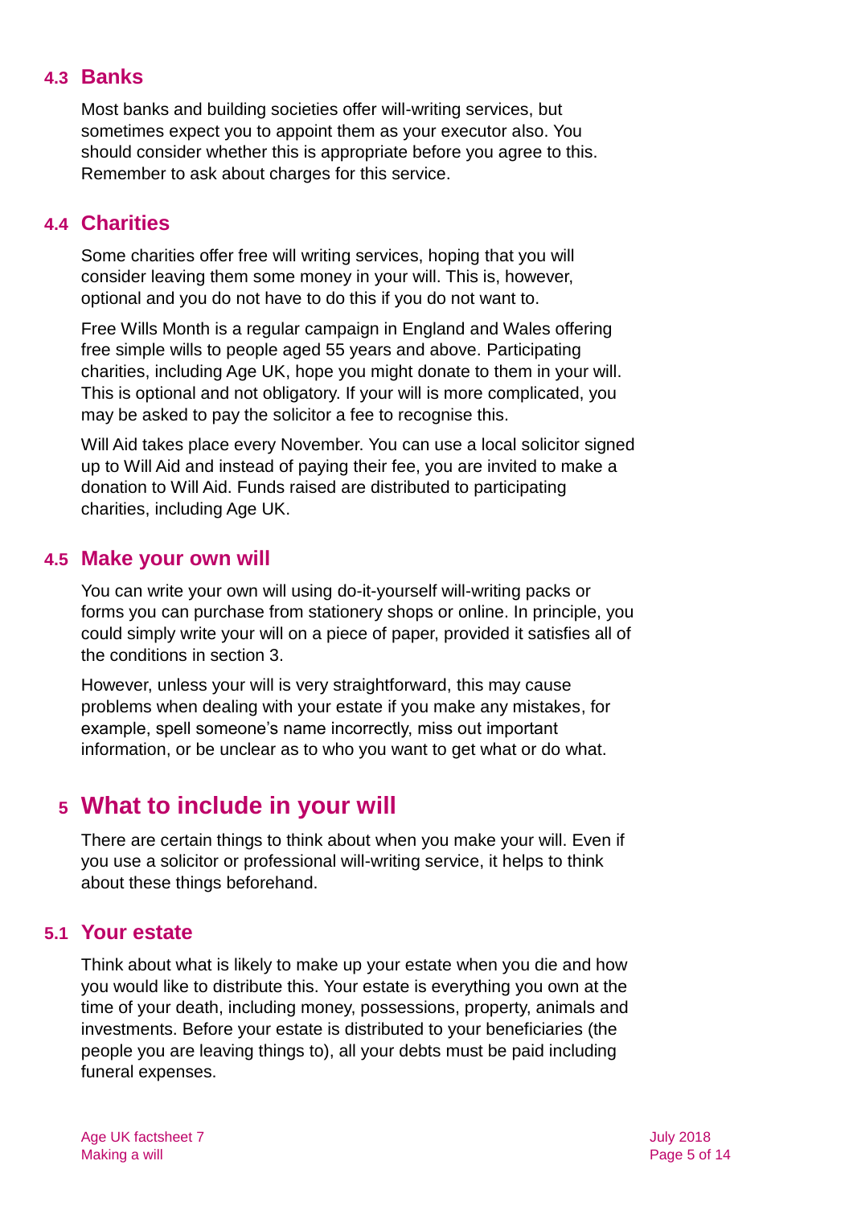### 4.3 Banks

Most banks and building societies offer will-writing services, but sometimes expect you to appoint them as your executor also. You should consider whether this is appropriate before you agree to this. Remember to ask about charges for this service.

### 4.4 Charities

Some charities offer free will writing services, hoping that you will consider leaving them some money in your will. This is, however, optional and you do not have to do this if you do not want to.

Free Wills Month is a regular campaign in England and Wales offering free simple wills to people aged 55 years and above. Participating charities, including Age UK, hope you might donate to them in your will. This is optional and not obligatory. If your will is more complicated, you may be asked to pay the solicitor a fee to recognise this.

Will Aid takes place every November. You can use a local solicitor signed up to Will Aid and instead of paying their fee, you are invited to make a donation to Will Aid. Funds raised are distributed to participating charities, including Age UK.

### 4.5 Make your own will

You can write your own will using do-it-yourself will-writing packs or forms you can purchase from stationery shops or online. In principle, you could simply write your will on a piece of paper, provided it satisfies all of the conditions in section 3.

However, unless your will is very straightforward, this may cause problems when dealing with your estate if you make any mistakes, for example, spell someone's name incorrectly, miss out important information, or be unclear as to who you want to get what or do what.

## 5 What to include in your will

There are certain things to think about when you make your will. Even if you use a solicitor or professional will-writing service, it helps to think about these things beforehand.

### 5.1 Your estate

Think about what is likely to make up your estate when you die and how you would like to distribute this. Your estate is everything you own at the time of your death, including money, possessions, property, animals and investments. Before your estate is distributed to your beneficiaries (the people you are leaving things to), all your debts must be paid including funeral expenses.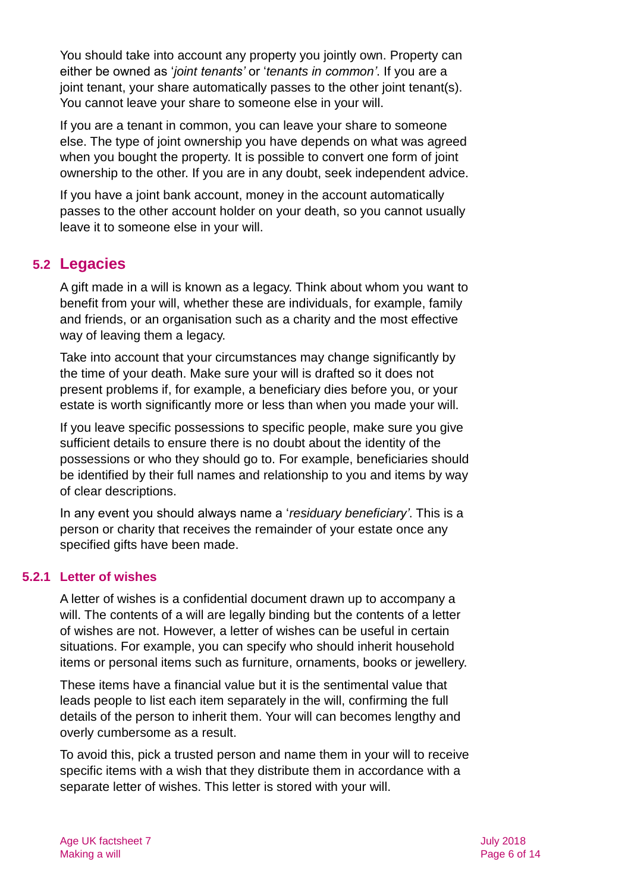You should take into account any property you jointly own. Property can either be owned as '*joint tenants'* or '*tenants in common'*. If you are a joint tenant, your share automatically passes to the other joint tenant(s). You cannot leave your share to someone else in your will.

If you are a tenant in common, you can leave your share to someone else. The type of joint ownership you have depends on what was agreed when you bought the property. It is possible to convert one form of joint ownership to the other. If you are in any doubt, seek independent advice.

If you have a joint bank account, money in the account automatically passes to the other account holder on your death, so you cannot usually leave it to someone else in your will.

## 5.2 Legacies

A gift made in a will is known as a legacy. Think about whom you want to benefit from your will, whether these are individuals, for example, family and friends, or an organisation such as a charity and the most effective way of leaving them a legacy.

Take into account that your circumstances may change significantly by the time of your death. Make sure your will is drafted so it does not present problems if, for example, a beneficiary dies before you, or your estate is worth significantly more or less than when you made your will.

If you leave specific possessions to specific people, make sure you give sufficient details to ensure there is no doubt about the identity of the possessions or who they should go to. For example, beneficiaries should be identified by their full names and relationship to you and items by way of clear descriptions.

In any event you should always name a '*residuary beneficiary'*. This is a person or charity that receives the remainder of your estate once any specified gifts have been made.

### 5.2.1 Letter of wishes

A letter of wishes is a confidential document drawn up to accompany a will. The contents of a will are legally binding but the contents of a letter of wishes are not. However, a letter of wishes can be useful in certain situations. For example, you can specify who should inherit household items or personal items such as furniture, ornaments, books or jewellery.

These items have a financial value but it is the sentimental value that leads people to list each item separately in the will, confirming the full details of the person to inherit them. Your will can becomes lengthy and overly cumbersome as a result.

To avoid this, pick a trusted person and name them in your will to receive specific items with a wish that they distribute them in accordance with a separate letter of wishes. This letter is stored with your will.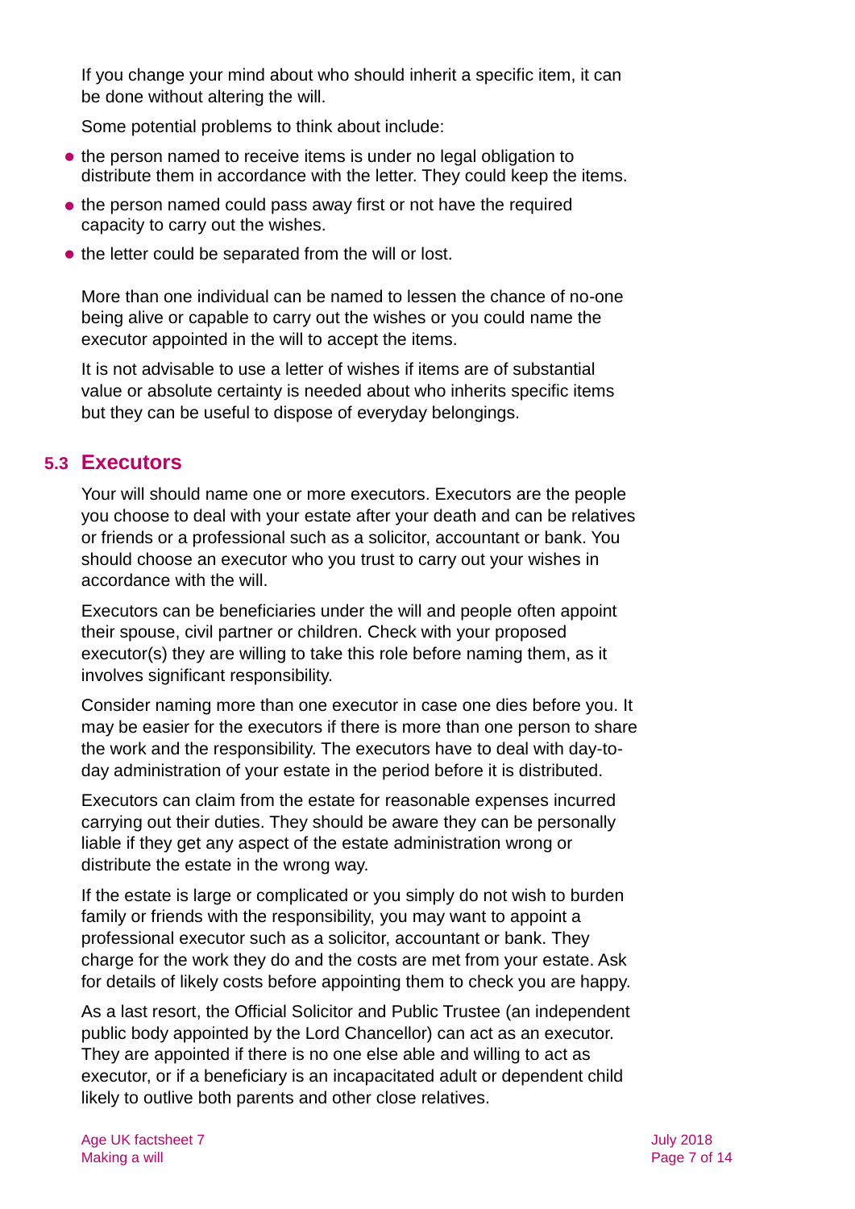If you change your mind about who should inherit a specific item, it can be done without altering the will.

Some potential problems to think about include:

- the person named to receive items is under no legal obligation to distribute them in accordance with the letter. They could keep the items.
- the person named could pass away first or not have the required capacity to carry out the wishes.
- the letter could be separated from the will or lost.

More than one individual can be named to lessen the chance of no-one being alive or capable to carry out the wishes or you could name the executor appointed in the will to accept the items.

It is not advisable to use a letter of wishes if items are of substantial value or absolute certainty is needed about who inherits specific items but they can be useful to dispose of everyday belongings.

## 5.3 Executors

Your will should name one or more executors. Executors are the people you choose to deal with your estate after your death and can be relatives or friends or a professional such as a solicitor, accountant or bank. You should choose an executor who you trust to carry out your wishes in accordance with the will.

Executors can be beneficiaries under the will and people often appoint their spouse, civil partner or children. Check with your proposed executor(s) they are willing to take this role before naming them, as it involves significant responsibility.

Consider naming more than one executor in case one dies before you. It may be easier for the executors if there is more than one person to share the work and the responsibility. The executors have to deal with day-to-day administration of your estate in the period before it is distributed.

Executors can claim from the estate for reasonable expenses incurred carrying out their duties. They should be aware they can be personally liable if they get any aspect of the estate administration wrong or distribute the estate in the wrong way.

If the estate is large or complicated or you simply do not wish to burden family or friends with the responsibility, you may want to appoint a professional executor such as a solicitor, accountant or bank. They charge for the work they do and the costs are met from your estate. Ask for details of likely costs before appointing them to check you are happy.

As a last resort, the Official Solicitor and Public Trustee (an independent public body appointed by the Lord Chancellor) can act as an executor. They are appointed if there is no one else able and willing to act as executor, or if a beneficiary is an incapacitated adult or dependent child likely to outlive both parents and other close relatives.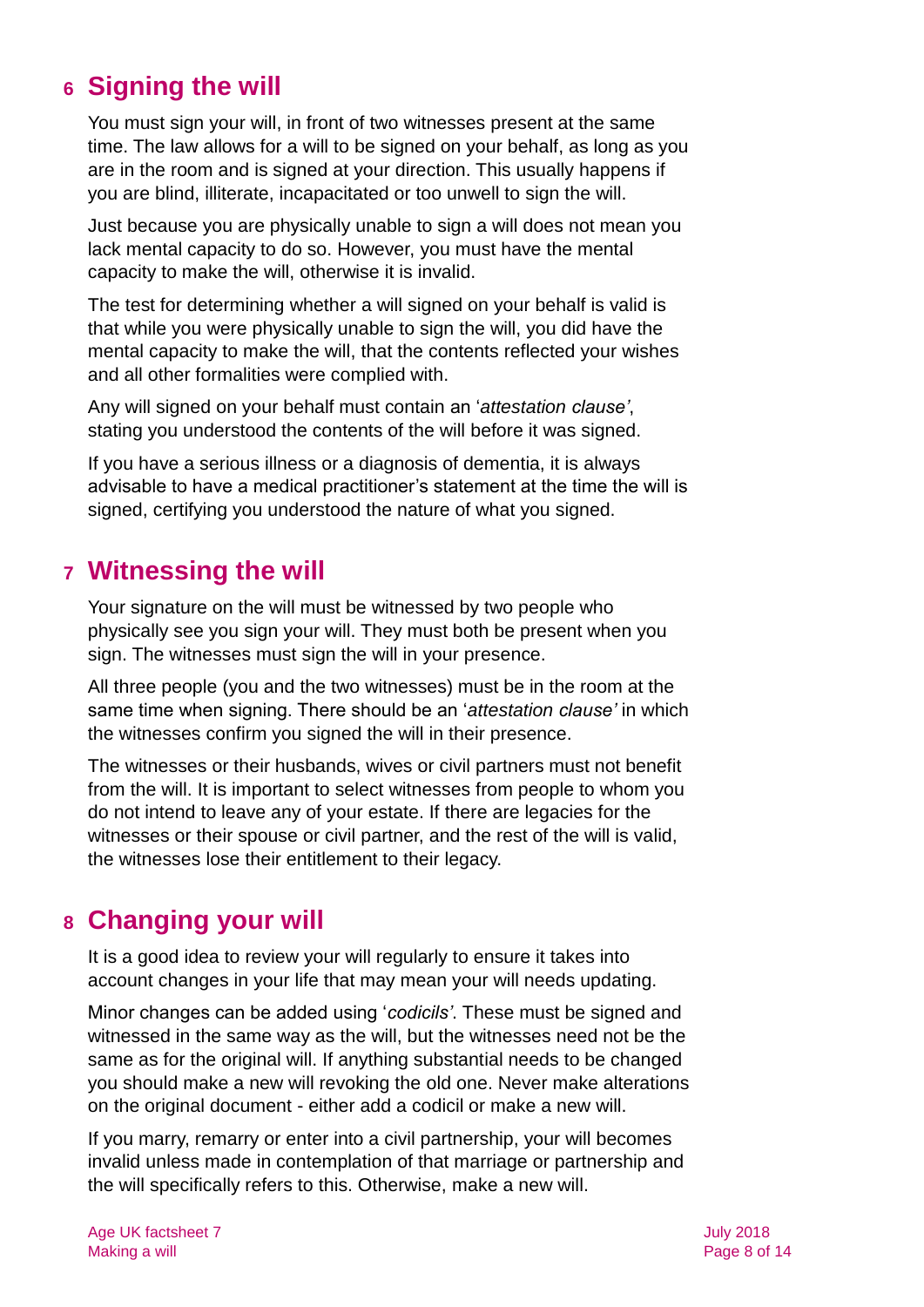## 6 Signing the will

You must sign your will, in front of two witnesses present at the same time. The law allows for a will to be signed on your behalf, as long as you are in the room and is signed at your direction. This usually happens if you are blind, illiterate, incapacitated or too unwell to sign the will.

Just because you are physically unable to sign a will does not mean you lack mental capacity to do so. However, you must have the mental capacity to make the will, otherwise it is invalid.

The test for determining whether a will signed on your behalf is valid is that while you were physically unable to sign the will, you did have the mental capacity to make the will, that the contents reflected your wishes and all other formalities were complied with.

Any will signed on your behalf must contain an '*attestation clause'*, stating you understood the contents of the will before it was signed.

If you have a serious illness or a diagnosis of dementia, it is always advisable to have a medical practitioner's statement at the time the will is signed, certifying you understood the nature of what you signed.

## 7 Witnessing the will

Your signature on the will must be witnessed by two people who physically see you sign your will. They must both be present when you sign. The witnesses must sign the will in your presence.

All three people (you and the two witnesses) must be in the room at the same time when signing. There should be an '*attestation clause'* in which the witnesses confirm you signed the will in their presence.

The witnesses or their husbands, wives or civil partners must not benefit from the will. It is important to select witnesses from people to whom you do not intend to leave any of your estate. If there are legacies for the witnesses or their spouse or civil partner, and the rest of the will is valid, the witnesses lose their entitlement to their legacy.

## 8 Changing your will

It is a good idea to review your will regularly to ensure it takes into account changes in your life that may mean your will needs updating.

Minor changes can be added using '*codicils'*. These must be signed and witnessed in the same way as the will, but the witnesses need not be the same as for the original will. If anything substantial needs to be changed you should make a new will revoking the old one. Never make alterations on the original document - either add a codicil or make a new will.

If you marry, remarry or enter into a civil partnership, your will becomes invalid unless made in contemplation of that marriage or partnership and the will specifically refers to this. Otherwise, make a new will.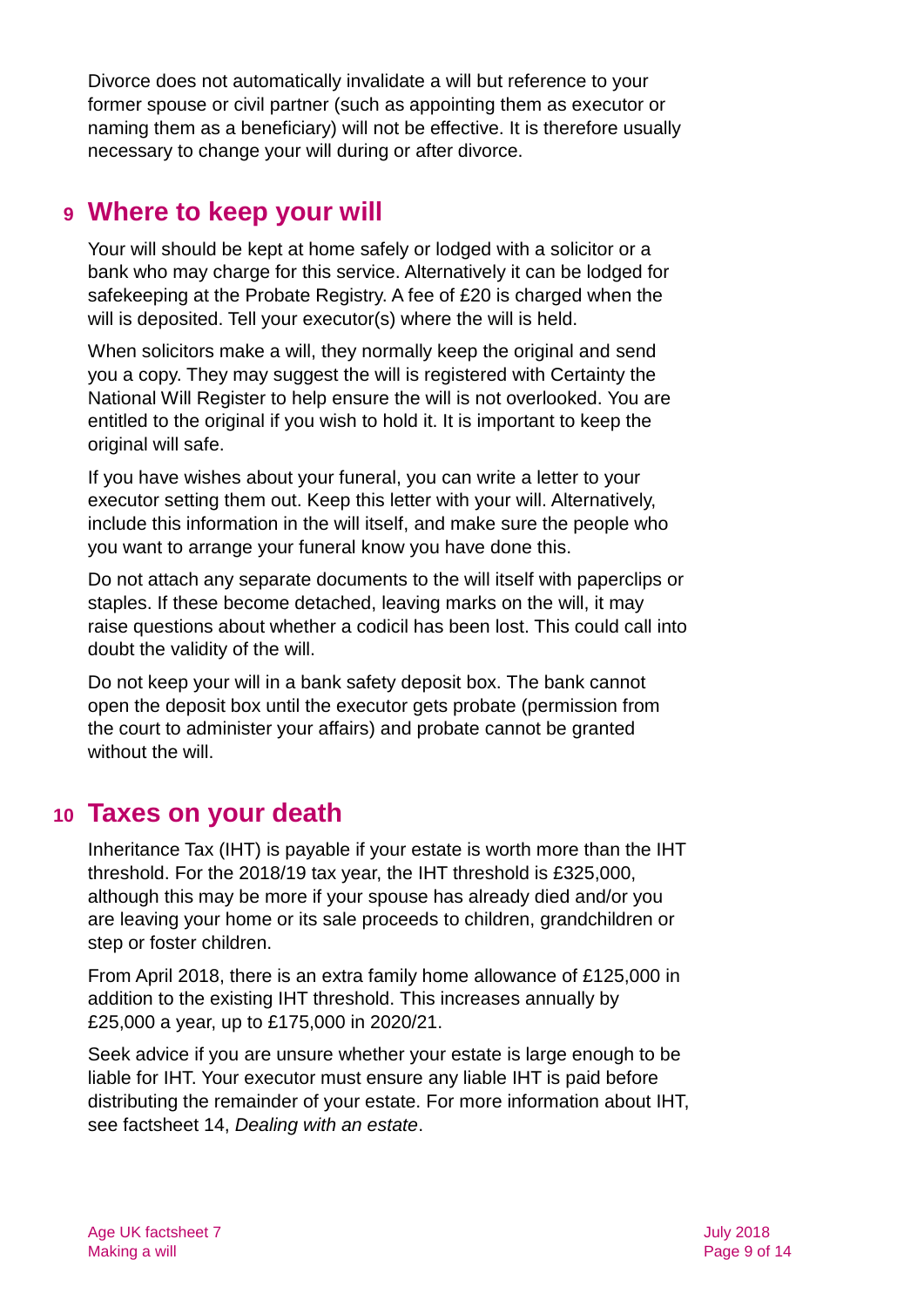Divorce does not automatically invalidate a will but reference to your former spouse or civil partner (such as appointing them as executor or naming them as a beneficiary) will not be effective. It is therefore usually necessary to change your will during or after divorce.

## 9 Where to keep your will

Your will should be kept at home safely or lodged with a solicitor or a bank who may charge for this service. Alternatively it can be lodged for safekeeping at the Probate Registry. A fee of £20 is charged when the will is deposited. Tell your executor(s) where the will is held.

When solicitors make a will, they normally keep the original and send you a copy. They may suggest the will is registered with Certainty the National Will Register to help ensure the will is not overlooked. You are entitled to the original if you wish to hold it. It is important to keep the original will safe.

If you have wishes about your funeral, you can write a letter to your executor setting them out. Keep this letter with your will. Alternatively, include this information in the will itself, and make sure the people who you want to arrange your funeral know you have done this.

Do not attach any separate documents to the will itself with paperclips or staples. If these become detached, leaving marks on the will, it may raise questions about whether a codicil has been lost. This could call into doubt the validity of the will.

Do not keep your will in a bank safety deposit box. The bank cannot open the deposit box until the executor gets probate (permission from the court to administer your affairs) and probate cannot be granted without the will.

## 10 Taxes on your death

Inheritance Tax (IHT) is payable if your estate is worth more than the IHT threshold. For the 2018/19 tax year, the IHT threshold is £325,000, although this may be more if your spouse has already died and/or you are leaving your home or its sale proceeds to children, grandchildren or step or foster children.

From April 2018, there is an extra family home allowance of £125,000 in addition to the existing IHT threshold. This increases annually by £25,000 a year, up to £175,000 in 2020/21.

Seek advice if you are unsure whether your estate is large enough to be liable for IHT. Your executor must ensure any liable IHT is paid before distributing the remainder of your estate. For more information about IHT, see factsheet 14, *Dealing with an estate*.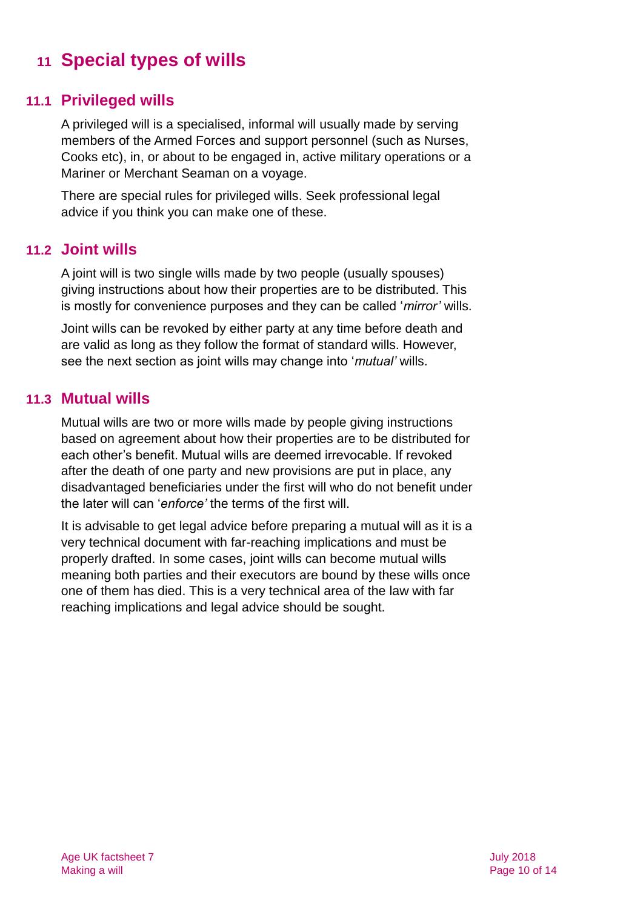# 11 Special types of wills

## 11.1 Privileged wills

A privileged will is a specialised, informal will usually made by serving members of the Armed Forces and support personnel (such as Nurses, Cooks etc), in, or about to be engaged in, active military operations or a Mariner or Merchant Seaman on a voyage.

There are special rules for privileged wills. Seek professional legal advice if you think you can make one of these.

## 11.2 Joint wills

A joint will is two single wills made by two people (usually spouses) giving instructions about how their properties are to be distributed. This is mostly for convenience purposes and they can be called '*mirror'* wills.

Joint wills can be revoked by either party at any time before death and are valid as long as they follow the format of standard wills. However, see the next section as joint wills may change into '*mutual'* wills.

## 11.3 Mutual wills

Mutual wills are two or more wills made by people giving instructions based on agreement about how their properties are to be distributed for each other's benefit. Mutual wills are deemed irrevocable. If revoked after the death of one party and new provisions are put in place, any disadvantaged beneficiaries under the first will who do not benefit under the later will can '*enforce'* the terms of the first will.

It is advisable to get legal advice before preparing a mutual will as it is a very technical document with far-reaching implications and must be properly drafted. In some cases, joint wills can become mutual wills meaning both parties and their executors are bound by these wills once one of them has died. This is a very technical area of the law with far reaching implications and legal advice should be sought.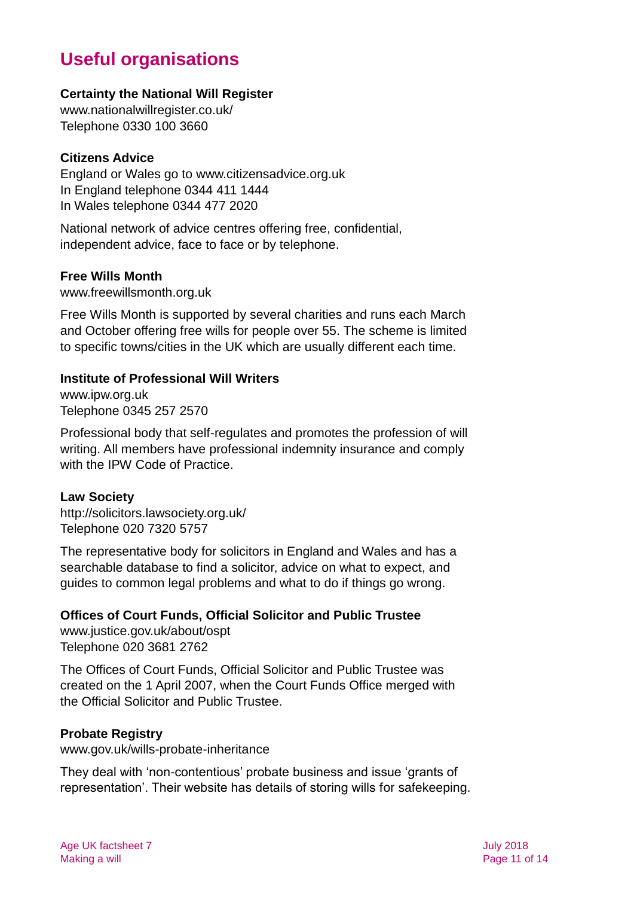## Useful organisations

**Certainty the National Will Register**
www.nationalwillregister.co.uk/
Telephone 0330 100 3660

**Citizens Advice**
England or Wales go to www.citizensadvice.org.uk
In England telephone 0344 411 1444
In Wales telephone 0344 477 2020

National network of advice centres offering free, confidential, independent advice, face to face or by telephone.

**Free Wills Month**
www.freewillsmonth.org.uk

Free Wills Month is supported by several charities and runs each March and October offering free wills for people over 55. The scheme is limited to specific towns/cities in the UK which are usually different each time.

**Institute of Professional Will Writers**
www.ipw.org.uk
Telephone 0345 257 2570

Professional body that self-regulates and promotes the profession of will writing. All members have professional indemnity insurance and comply with the IPW Code of Practice.

**Law Society**
http://solicitors.lawsociety.org.uk/
Telephone 020 7320 5757

The representative body for solicitors in England and Wales and has a searchable database to find a solicitor, advice on what to expect, and guides to common legal problems and what to do if things go wrong.

**Offices of Court Funds, Official Solicitor and Public Trustee**
www.justice.gov.uk/about/ospt
Telephone 020 3681 2762

The Offices of Court Funds, Official Solicitor and Public Trustee was created on the 1 April 2007, when the Court Funds Office merged with the Official Solicitor and Public Trustee.

**Probate Registry**
www.gov.uk/wills-probate-inheritance

They deal with 'non-contentious' probate business and issue 'grants of representation'. Their website has details of storing wills for safekeeping.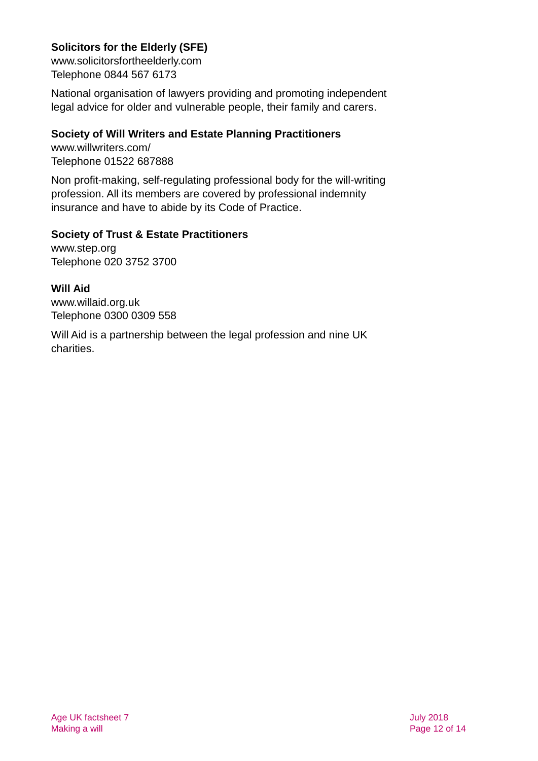**Solicitors for the Elderly (SFE)**
www.solicitorsfortheelderly.com
Telephone 0844 567 6173

National organisation of lawyers providing and promoting independent legal advice for older and vulnerable people, their family and carers.

**Society of Will Writers and Estate Planning Practitioners**
www.willwriters.com/
Telephone 01522 687888

Non profit-making, self-regulating professional body for the will-writing profession. All its members are covered by professional indemnity insurance and have to abide by its Code of Practice.

**Society of Trust & Estate Practitioners**
www.step.org
Telephone 020 3752 3700

**Will Aid**
www.willaid.org.uk
Telephone 0300 0309 558

Will Aid is a partnership between the legal profession and nine UK charities.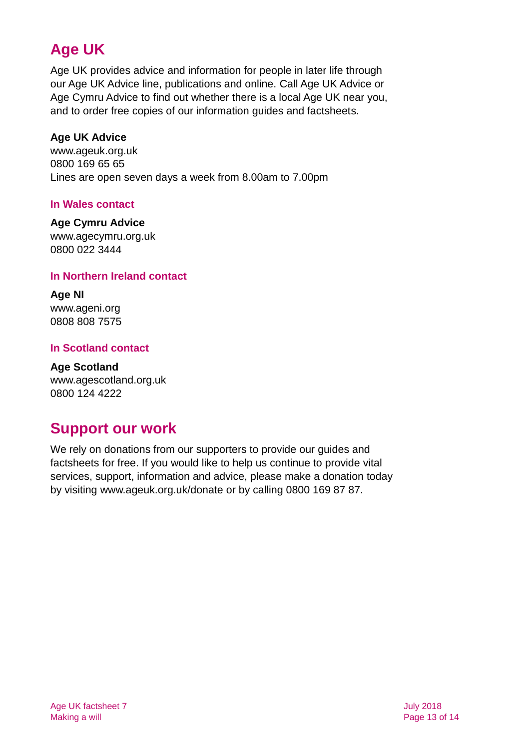## Age UK

Age UK provides advice and information for people in later life through our Age UK Advice line, publications and online. Call Age UK Advice or Age Cymru Advice to find out whether there is a local Age UK near you, and to order free copies of our information guides and factsheets.

**Age UK Advice**
www.ageuk.org.uk
0800 169 65 65
Lines are open seven days a week from 8.00am to 7.00pm

#### In Wales contact

**Age Cymru Advice**
www.agecymru.org.uk
0800 022 3444

#### In Northern Ireland contact

**Age NI**
www.ageni.org
0808 808 7575

#### In Scotland contact

**Age Scotland**
www.agescotland.org.uk
0800 124 4222

## Support our work

We rely on donations from our supporters to provide our guides and factsheets for free. If you would like to help us continue to provide vital services, support, information and advice, please make a donation today by visiting www.ageuk.org.uk/donate or by calling 0800 169 87 87.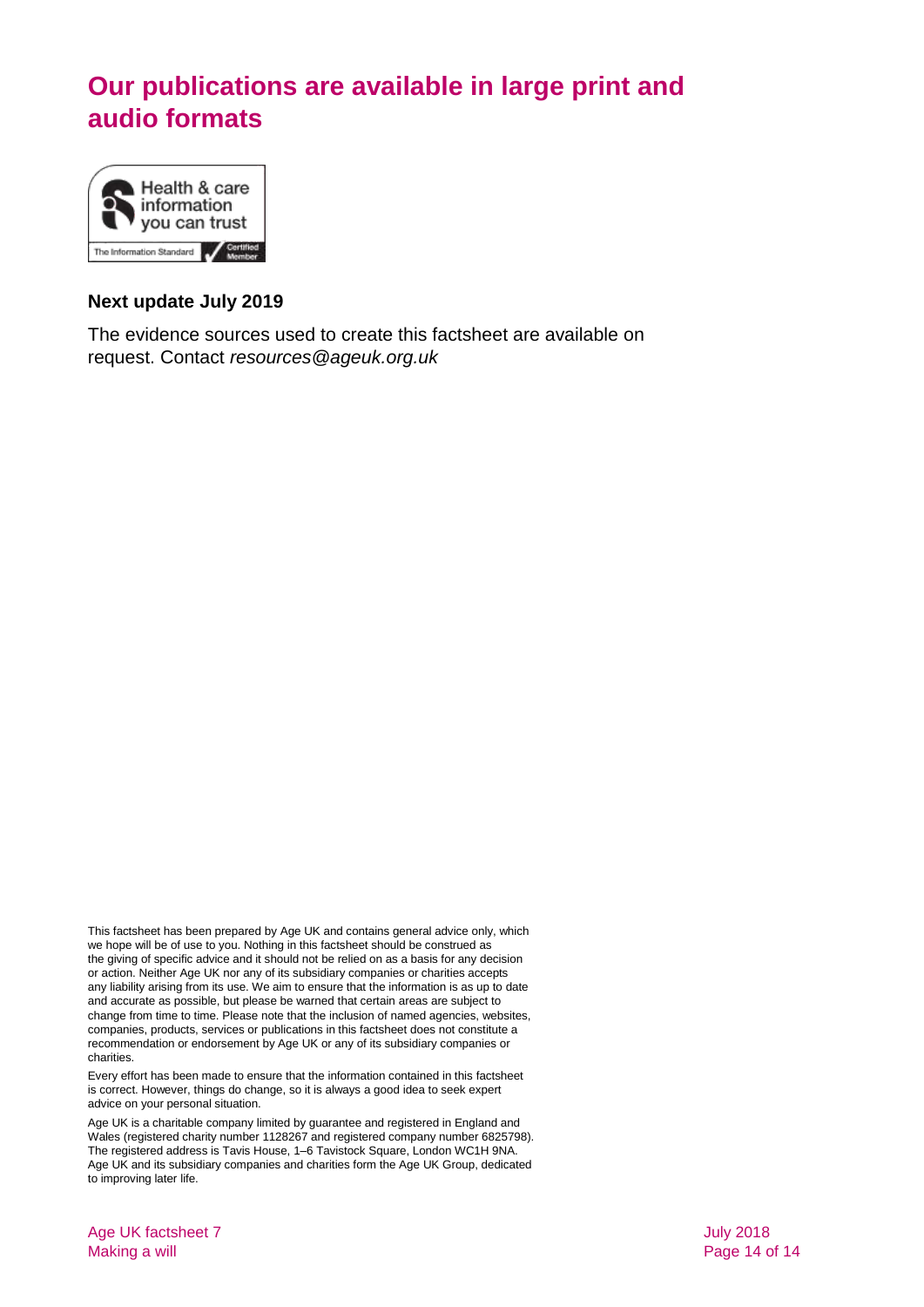# Our publications are available in large print and audio formats

**Next update July 2019**

The evidence sources used to create this factsheet are available on request. Contact *resources@ageuk.org.uk*

This factsheet has been prepared by Age UK and contains general advice only, which we hope will be of use to you. Nothing in this factsheet should be construed as the giving of specific advice and it should not be relied on as a basis for any decision or action. Neither Age UK nor any of its subsidiary companies or charities accepts any liability arising from its use. We aim to ensure that the information is as up to date and accurate as possible, but please be warned that certain areas are subject to change from time to time. Please note that the inclusion of named agencies, websites, companies, products, services or publications in this factsheet does not constitute a recommendation or endorsement by Age UK or any of its subsidiary companies or charities.

Every effort has been made to ensure that the information contained in this factsheet is correct. However, things do change, so it is always a good idea to seek expert advice on your personal situation.

Age UK is a charitable company limited by guarantee and registered in England and Wales (registered charity number 1128267 and registered company number 6825798). The registered address is Tavis House, 1–6 Tavistock Square, London WC1H 9NA. Age UK and its subsidiary companies and charities form the Age UK Group, dedicated to improving later life.